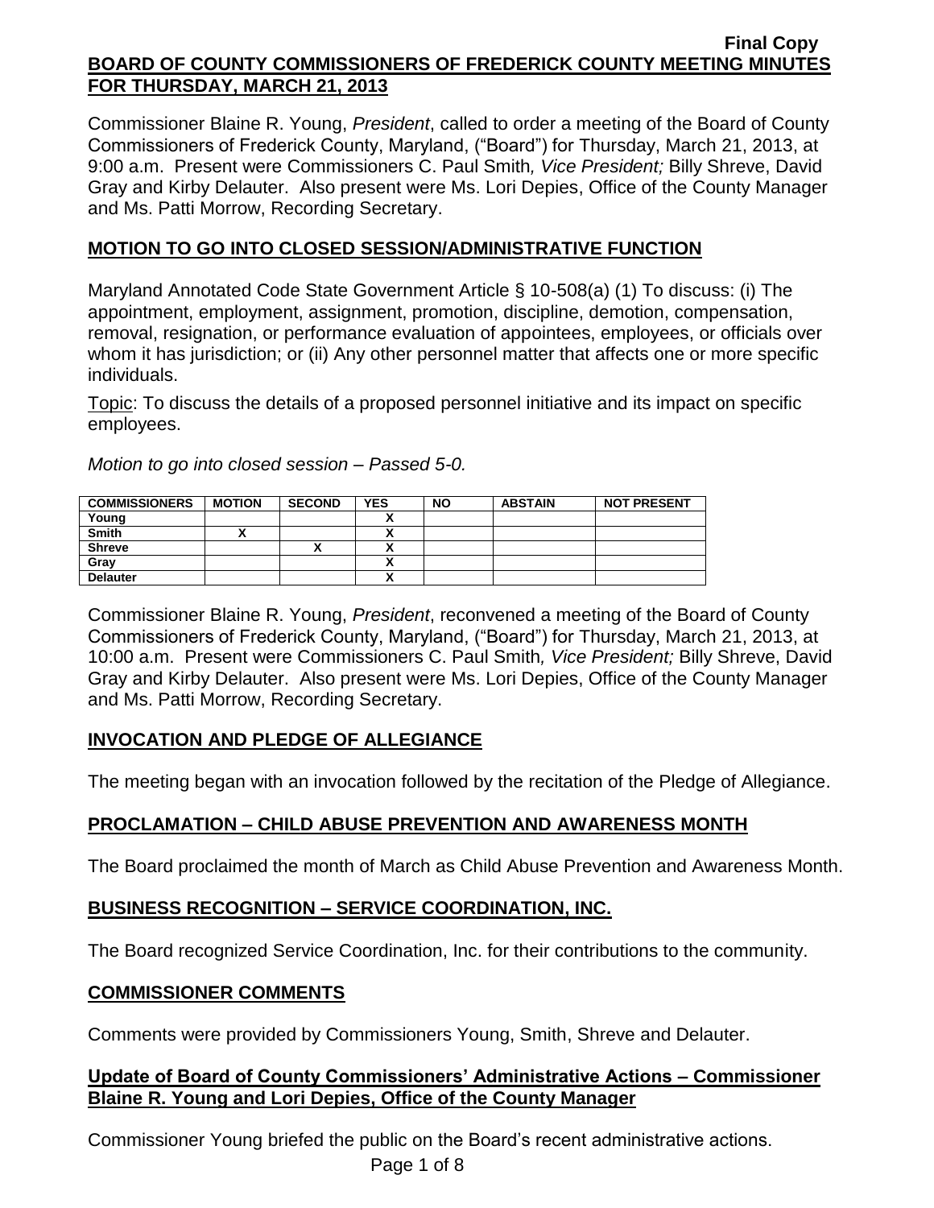Final Copy

# BOARD OF COUNTY COMMISSIONERS OF FREDERICK COUNTY MEETING MINUTES FOR THURSDAY, MARCH 21, 2013

Commissioner Blaine R. Young, *President*, called to order a meeting of the Board of County Commissioners of Frederick County, Maryland, ("Board") for Thursday, March 21, 2013, at 9:00 a.m. Present were Commissioners C. Paul Smith*, Vice President;* Billy Shreve, David Gray and Kirby Delauter. Also present were Ms. Lori Depies, Office of the County Manager and Ms. Patti Morrow, Recording Secretary.

## MOTION TO GO INTO CLOSED SESSION/ADMINISTRATIVE FUNCTION

Maryland Annotated Code State Government Article § 10-508(a) (1) To discuss: (i) The appointment, employment, assignment, promotion, discipline, demotion, compensation, removal, resignation, or performance evaluation of appointees, employees, or officials over whom it has jurisdiction; or (ii) Any other personnel matter that affects one or more specific individuals.

Topic: To discuss the details of a proposed personnel initiative and its impact on specific employees.

*Motion to go into closed session – Passed 5-0.*

| COMMISSIONERS | MOTION | SECOND | YES | NO | ABSTAIN | NOT PRESENT |
|---|---|---|---|---|---|---|
| Young | | | X | | | |
| Smith | X | | X | | | |
| Shreve | | X | X | | | |
| Gray | | | X | | | |
| Delauter | | | X | | | |

Commissioner Blaine R. Young, *President*, reconvened a meeting of the Board of County Commissioners of Frederick County, Maryland, ("Board") for Thursday, March 21, 2013, at 10:00 a.m. Present were Commissioners C. Paul Smith*, Vice President;* Billy Shreve, David Gray and Kirby Delauter. Also present were Ms. Lori Depies, Office of the County Manager and Ms. Patti Morrow, Recording Secretary.

## INVOCATION AND PLEDGE OF ALLEGIANCE

The meeting began with an invocation followed by the recitation of the Pledge of Allegiance.

## PROCLAMATION – CHILD ABUSE PREVENTION AND AWARENESS MONTH

The Board proclaimed the month of March as Child Abuse Prevention and Awareness Month.

## BUSINESS RECOGNITION – SERVICE COORDINATION, INC.

The Board recognized Service Coordination, Inc. for their contributions to the community.

## COMMISSIONER COMMENTS

Comments were provided by Commissioners Young, Smith, Shreve and Delauter.

## Update of Board of County Commissioners' Administrative Actions – Commissioner Blaine R. Young and Lori Depies, Office of the County Manager

Commissioner Young briefed the public on the Board's recent administrative actions.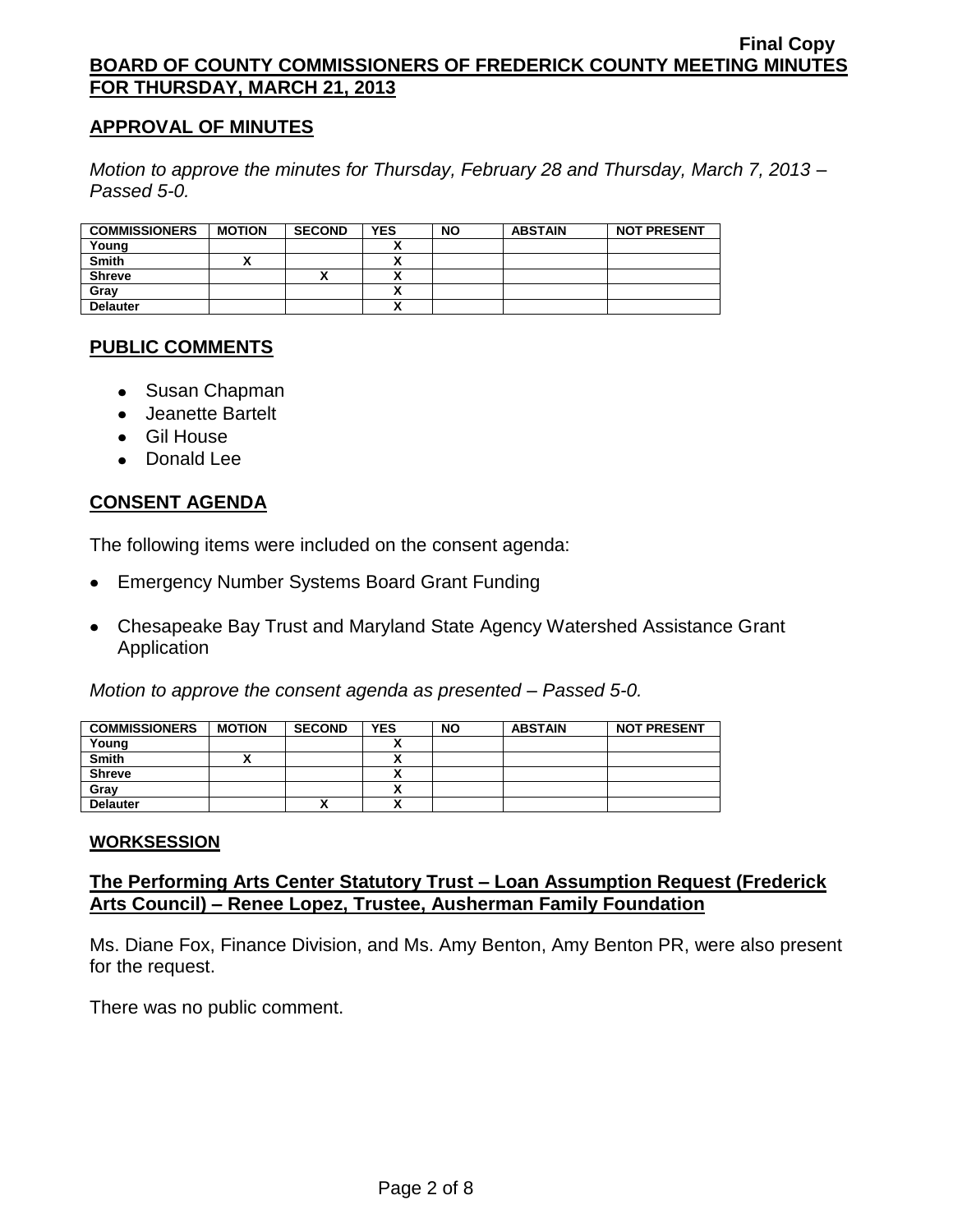## APPROVAL OF MINUTES

*Motion to approve the minutes for Thursday, February 28 and Thursday, March 7, 2013 – Passed 5-0.*

| COMMISSIONERS | MOTION | SECOND | YES | NO | ABSTAIN | NOT PRESENT |
|---|---|---|---|---|---|---|
| Young | | | X | | | |
| Smith | X | | X | | | |
| Shreve | | X | X | | | |
| Gray | | | X | | | |
| Delauter | | | X | | | |

## PUBLIC COMMENTS

- Susan Chapman
- Jeanette Bartelt
- Gil House
- Donald Lee

## CONSENT AGENDA

The following items were included on the consent agenda:

- Emergency Number Systems Board Grant Funding
- Chesapeake Bay Trust and Maryland State Agency Watershed Assistance Grant Application

*Motion to approve the consent agenda as presented – Passed 5-0.*

| COMMISSIONERS | MOTION | SECOND | YES | NO | ABSTAIN | NOT PRESENT |
|---|---|---|---|---|---|---|
| Young | | | X | | | |
| Smith | X | | X | | | |
| Shreve | | | X | | | |
| Gray | | | X | | | |
| Delauter | | X | X | | | |

**WORKSESSION**

## The Performing Arts Center Statutory Trust – Loan Assumption Request (Frederick Arts Council) – Renee Lopez, Trustee, Ausherman Family Foundation

Ms. Diane Fox, Finance Division, and Ms. Amy Benton, Amy Benton PR, were also present for the request.

There was no public comment.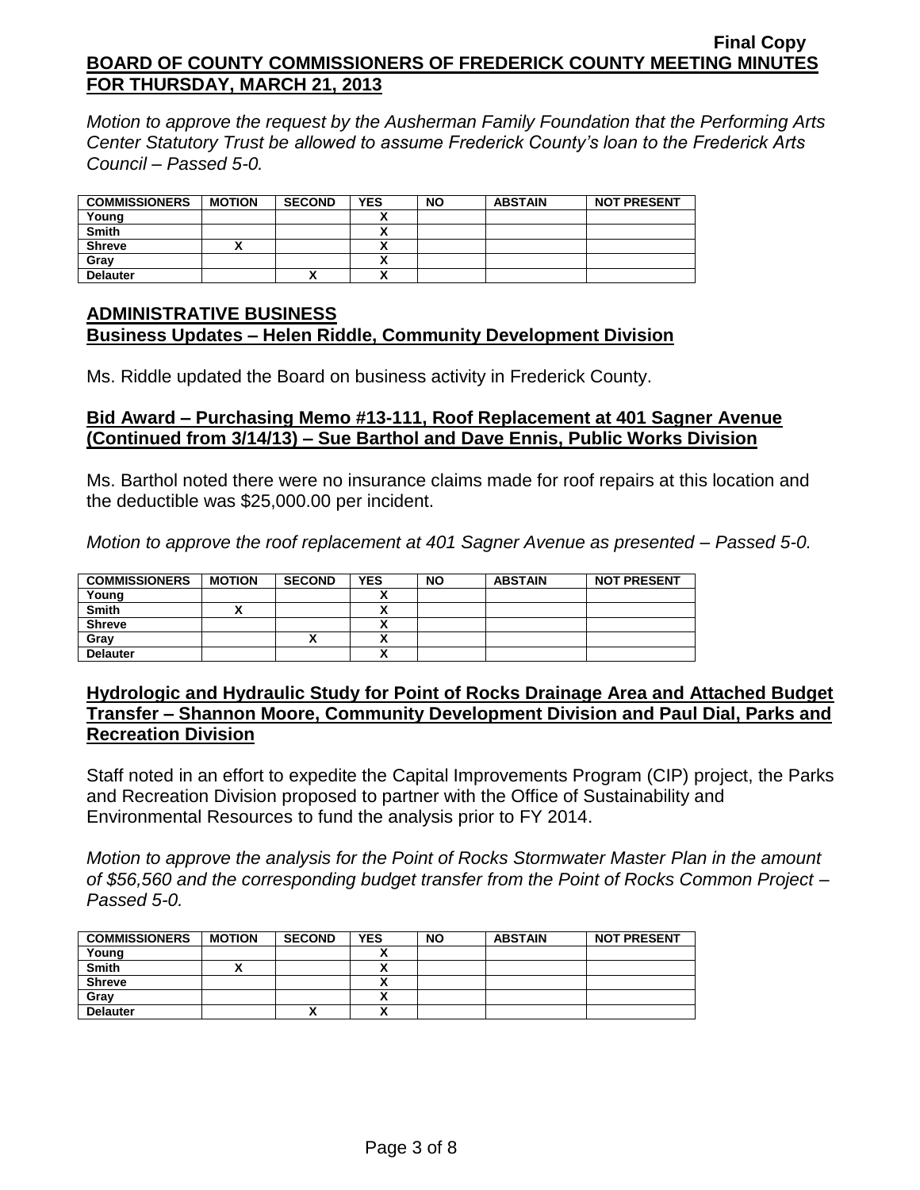*Motion to approve the request by the Ausherman Family Foundation that the Performing Arts Center Statutory Trust be allowed to assume Frederick County's loan to the Frederick Arts Council – Passed 5-0.*

| COMMISSIONERS | MOTION | SECOND | YES | NO | ABSTAIN | NOT PRESENT |
|---|---|---|---|---|---|---|
| Young | | | X | | | |
| Smith | | | X | | | |
| Shreve | X | | X | | | |
| Gray | | | X | | | |
| Delauter | | X | X | | | |

## ADMINISTRATIVE BUSINESS

### Business Updates – Helen Riddle, Community Development Division

Ms. Riddle updated the Board on business activity in Frederick County.

### Bid Award – Purchasing Memo #13-111, Roof Replacement at 401 Sagner Avenue (Continued from 3/14/13) – Sue Barthol and Dave Ennis, Public Works Division

Ms. Barthol noted there were no insurance claims made for roof repairs at this location and the deductible was $25,000.00 per incident.

*Motion to approve the roof replacement at 401 Sagner Avenue as presented – Passed 5-0.*

| COMMISSIONERS | MOTION | SECOND | YES | NO | ABSTAIN | NOT PRESENT |
|---|---|---|---|---|---|---|
| Young | | | X | | | |
| Smith | X | | X | | | |
| Shreve | | | X | | | |
| Gray | | X | X | | | |
| Delauter | | | X | | | |

### Hydrologic and Hydraulic Study for Point of Rocks Drainage Area and Attached Budget Transfer – Shannon Moore, Community Development Division and Paul Dial, Parks and Recreation Division

Staff noted in an effort to expedite the Capital Improvements Program (CIP) project, the Parks and Recreation Division proposed to partner with the Office of Sustainability and Environmental Resources to fund the analysis prior to FY 2014.

*Motion to approve the analysis for the Point of Rocks Stormwater Master Plan in the amount of $56,560 and the corresponding budget transfer from the Point of Rocks Common Project – Passed 5-0.*

| COMMISSIONERS | MOTION | SECOND | YES | NO | ABSTAIN | NOT PRESENT |
|---|---|---|---|---|---|---|
| Young | | | X | | | |
| Smith | X | | X | | | |
| Shreve | | | X | | | |
| Gray | | | X | | | |
| Delauter | | X | X | | | |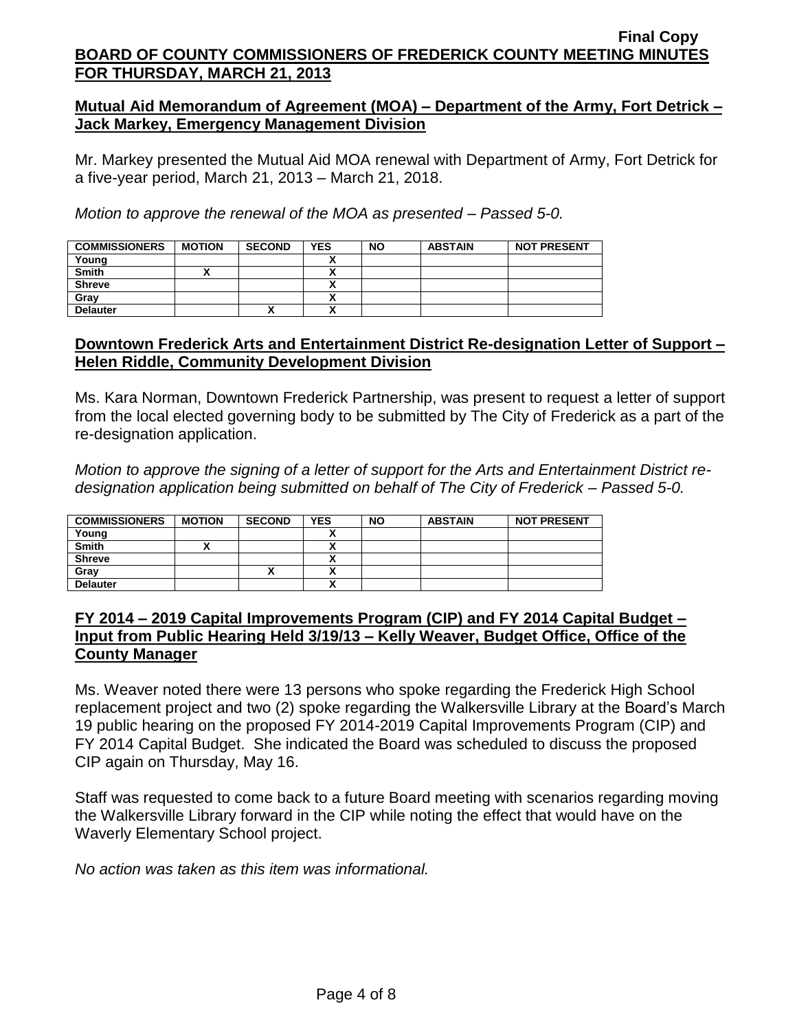## Mutual Aid Memorandum of Agreement (MOA) – Department of the Army, Fort Detrick – Jack Markey, Emergency Management Division

Mr. Markey presented the Mutual Aid MOA renewal with Department of Army, Fort Detrick for a five-year period, March 21, 2013 – March 21, 2018.

*Motion to approve the renewal of the MOA as presented – Passed 5-0.*

| COMMISSIONERS | MOTION | SECOND | YES | NO | ABSTAIN | NOT PRESENT |
|---|---|---|---|---|---|---|
| Young | | | X | | | |
| Smith | X | | X | | | |
| Shreve | | | X | | | |
| Gray | | | X | | | |
| Delauter | | X | X | | | |

## Downtown Frederick Arts and Entertainment District Re-designation Letter of Support – Helen Riddle, Community Development Division

Ms. Kara Norman, Downtown Frederick Partnership, was present to request a letter of support from the local elected governing body to be submitted by The City of Frederick as a part of the re-designation application.

*Motion to approve the signing of a letter of support for the Arts and Entertainment District re-designation application being submitted on behalf of The City of Frederick – Passed 5-0.*

| COMMISSIONERS | MOTION | SECOND | YES | NO | ABSTAIN | NOT PRESENT |
|---|---|---|---|---|---|---|
| Young | | | X | | | |
| Smith | X | | X | | | |
| Shreve | | | X | | | |
| Gray | | X | X | | | |
| Delauter | | | X | | | |

## FY 2014 – 2019 Capital Improvements Program (CIP) and FY 2014 Capital Budget – Input from Public Hearing Held 3/19/13 – Kelly Weaver, Budget Office, Office of the County Manager

Ms. Weaver noted there were 13 persons who spoke regarding the Frederick High School replacement project and two (2) spoke regarding the Walkersville Library at the Board's March 19 public hearing on the proposed FY 2014-2019 Capital Improvements Program (CIP) and FY 2014 Capital Budget. She indicated the Board was scheduled to discuss the proposed CIP again on Thursday, May 16.

Staff was requested to come back to a future Board meeting with scenarios regarding moving the Walkersville Library forward in the CIP while noting the effect that would have on the Waverly Elementary School project.

*No action was taken as this item was informational.*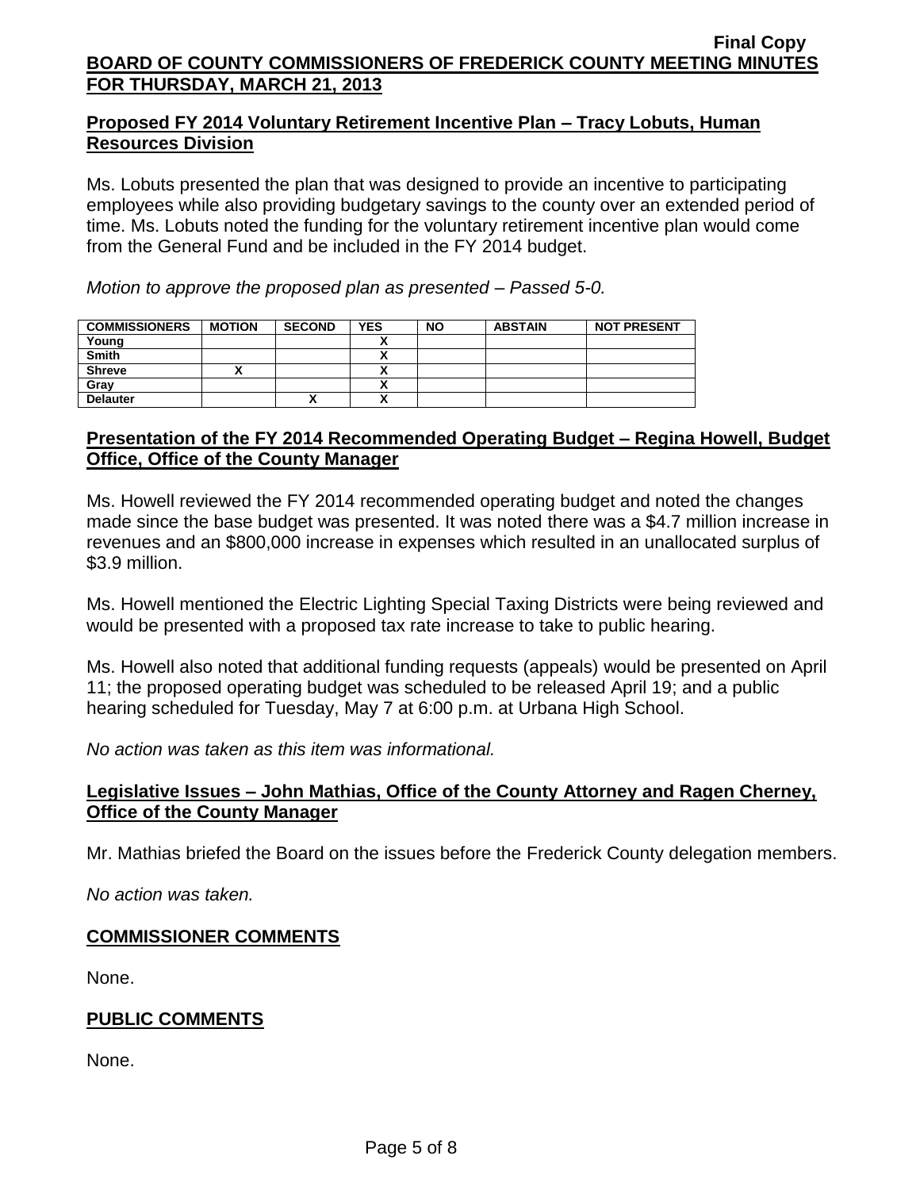## Proposed FY 2014 Voluntary Retirement Incentive Plan – Tracy Lobuts, Human Resources Division

Ms. Lobuts presented the plan that was designed to provide an incentive to participating employees while also providing budgetary savings to the county over an extended period of time. Ms. Lobuts noted the funding for the voluntary retirement incentive plan would come from the General Fund and be included in the FY 2014 budget.

*Motion to approve the proposed plan as presented – Passed 5-0.*

| COMMISSIONERS | MOTION | SECOND | YES | NO | ABSTAIN | NOT PRESENT |
|---|---|---|---|---|---|---|
| Young | | | X | | | |
| Smith | | | X | | | |
| Shreve | X | | X | | | |
| Gray | | | X | | | |
| Delauter | | X | X | | | |

## Presentation of the FY 2014 Recommended Operating Budget – Regina Howell, Budget Office, Office of the County Manager

Ms. Howell reviewed the FY 2014 recommended operating budget and noted the changes made since the base budget was presented. It was noted there was a $4.7 million increase in revenues and an $800,000 increase in expenses which resulted in an unallocated surplus of $3.9 million.

Ms. Howell mentioned the Electric Lighting Special Taxing Districts were being reviewed and would be presented with a proposed tax rate increase to take to public hearing.

Ms. Howell also noted that additional funding requests (appeals) would be presented on April 11; the proposed operating budget was scheduled to be released April 19; and a public hearing scheduled for Tuesday, May 7 at 6:00 p.m. at Urbana High School.

*No action was taken as this item was informational.*

## Legislative Issues – John Mathias, Office of the County Attorney and Ragen Cherney, Office of the County Manager

Mr. Mathias briefed the Board on the issues before the Frederick County delegation members.

*No action was taken.*

## COMMISSIONER COMMENTS

None.

## PUBLIC COMMENTS

None.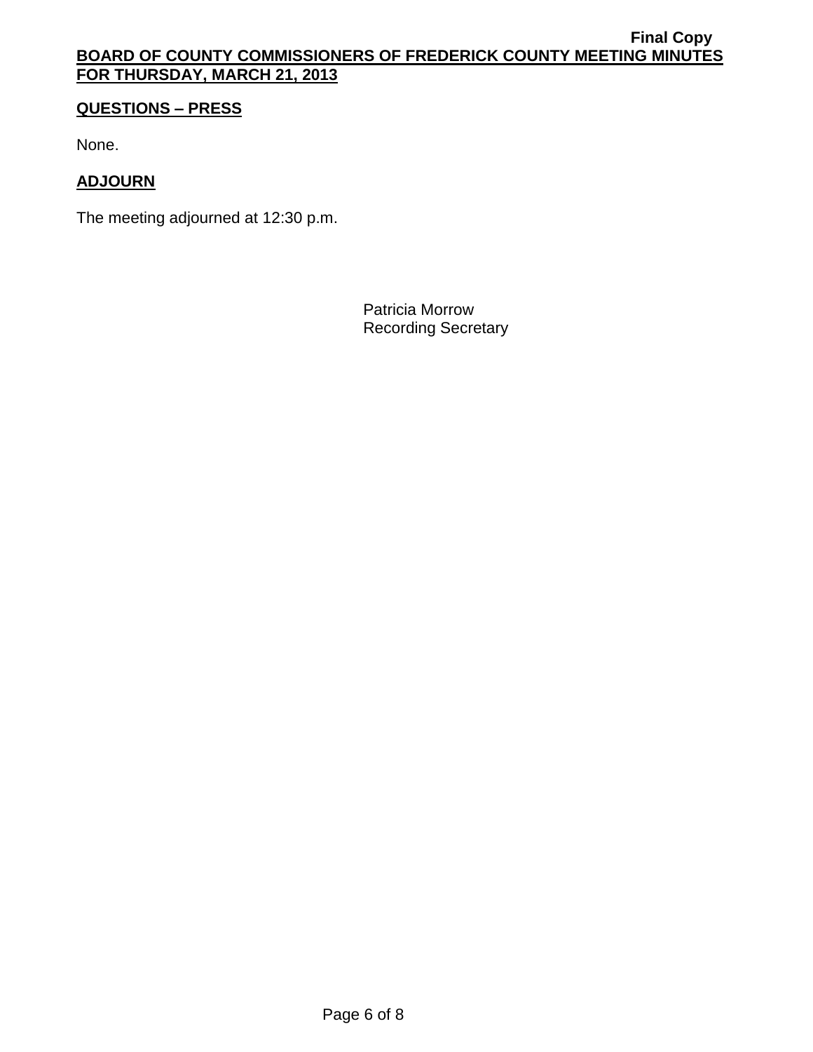## QUESTIONS – PRESS

None.

## ADJOURN

The meeting adjourned at 12:30 p.m.

Patricia Morrow
Recording Secretary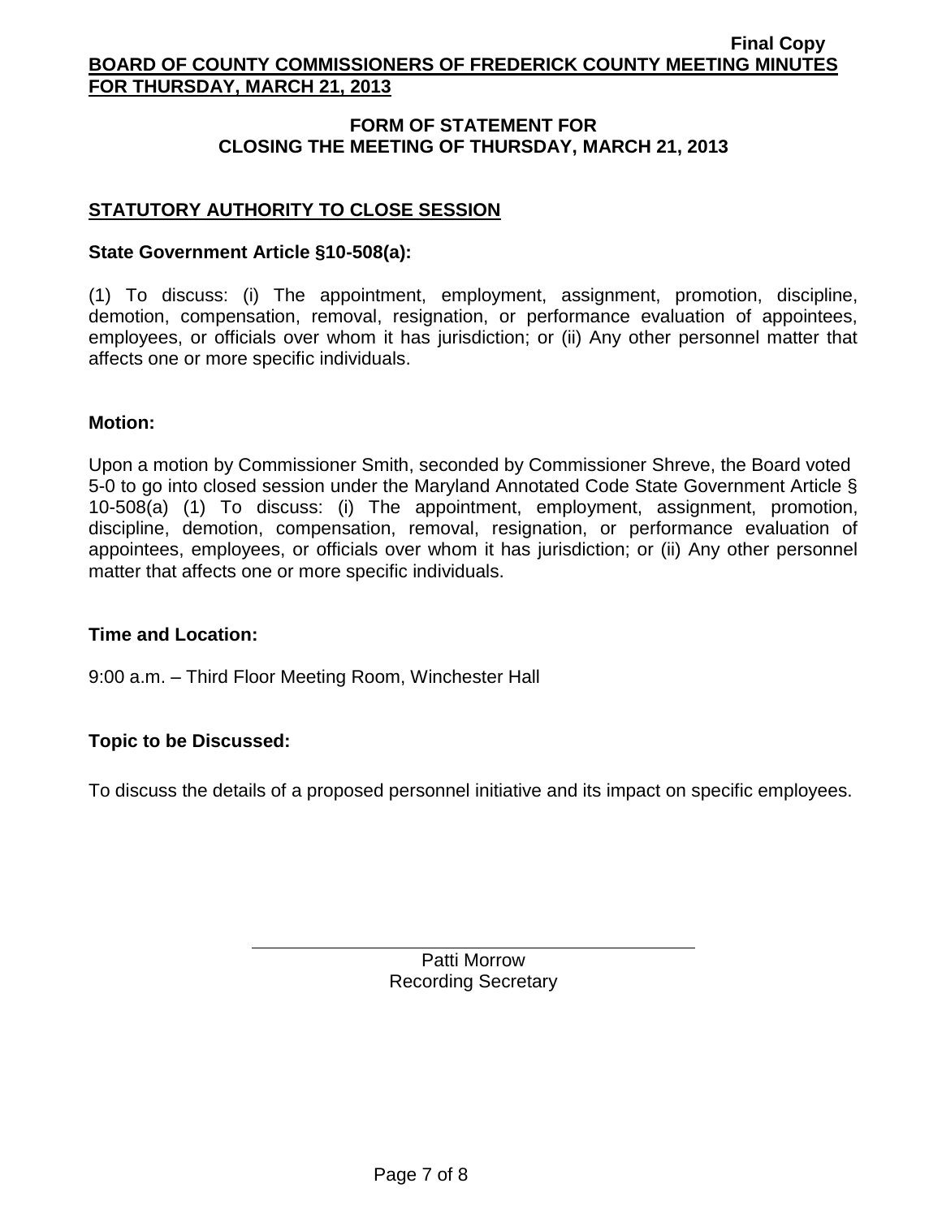## FORM OF STATEMENT FOR CLOSING THE MEETING OF THURSDAY, MARCH 21, 2013

### STATUTORY AUTHORITY TO CLOSE SESSION

**State Government Article §10-508(a):**

(1) To discuss: (i) The appointment, employment, assignment, promotion, discipline, demotion, compensation, removal, resignation, or performance evaluation of appointees, employees, or officials over whom it has jurisdiction; or (ii) Any other personnel matter that affects one or more specific individuals.

**Motion:**

Upon a motion by Commissioner Smith, seconded by Commissioner Shreve, the Board voted 5-0 to go into closed session under the Maryland Annotated Code State Government Article § 10-508(a) (1) To discuss: (i) The appointment, employment, assignment, promotion, discipline, demotion, compensation, removal, resignation, or performance evaluation of appointees, employees, or officials over whom it has jurisdiction; or (ii) Any other personnel matter that affects one or more specific individuals.

**Time and Location:**

9:00 a.m. – Third Floor Meeting Room, Winchester Hall

**Topic to be Discussed:**

To discuss the details of a proposed personnel initiative and its impact on specific employees.

Patti Morrow
Recording Secretary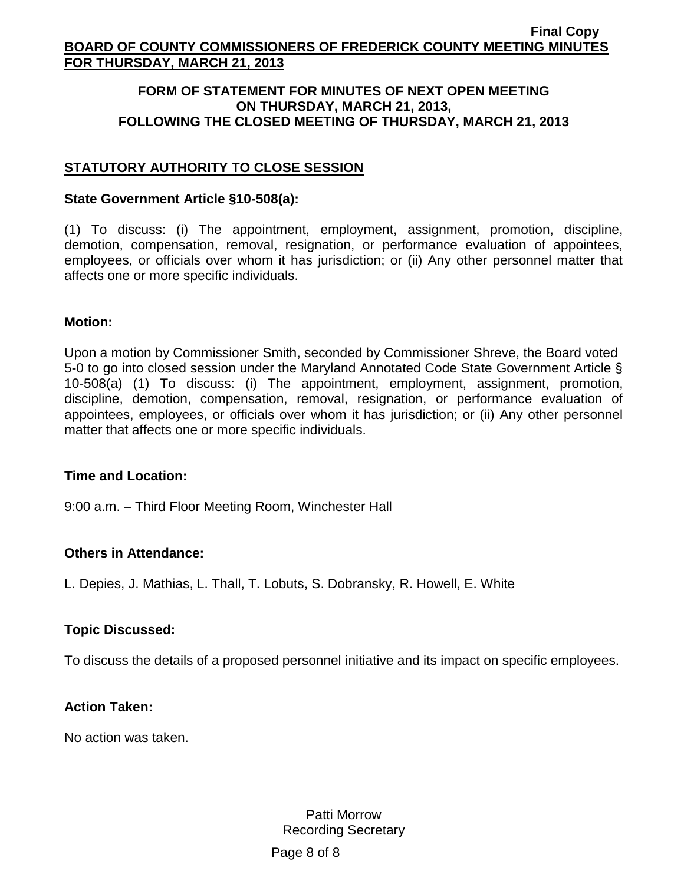## FORM OF STATEMENT FOR MINUTES OF NEXT OPEN MEETING ON THURSDAY, MARCH 21, 2013, FOLLOWING THE CLOSED MEETING OF THURSDAY, MARCH 21, 2013

## STATUTORY AUTHORITY TO CLOSE SESSION

**State Government Article §10-508(a):**

(1) To discuss: (i) The appointment, employment, assignment, promotion, discipline, demotion, compensation, removal, resignation, or performance evaluation of appointees, employees, or officials over whom it has jurisdiction; or (ii) Any other personnel matter that affects one or more specific individuals.

**Motion:**

Upon a motion by Commissioner Smith, seconded by Commissioner Shreve, the Board voted 5-0 to go into closed session under the Maryland Annotated Code State Government Article § 10-508(a) (1) To discuss: (i) The appointment, employment, assignment, promotion, discipline, demotion, compensation, removal, resignation, or performance evaluation of appointees, employees, or officials over whom it has jurisdiction; or (ii) Any other personnel matter that affects one or more specific individuals.

**Time and Location:**

9:00 a.m. – Third Floor Meeting Room, Winchester Hall

**Others in Attendance:**

L. Depies, J. Mathias, L. Thall, T. Lobuts, S. Dobransky, R. Howell, E. White

**Topic Discussed:**

To discuss the details of a proposed personnel initiative and its impact on specific employees.

**Action Taken:**

No action was taken.

Patti Morrow
Recording Secretary